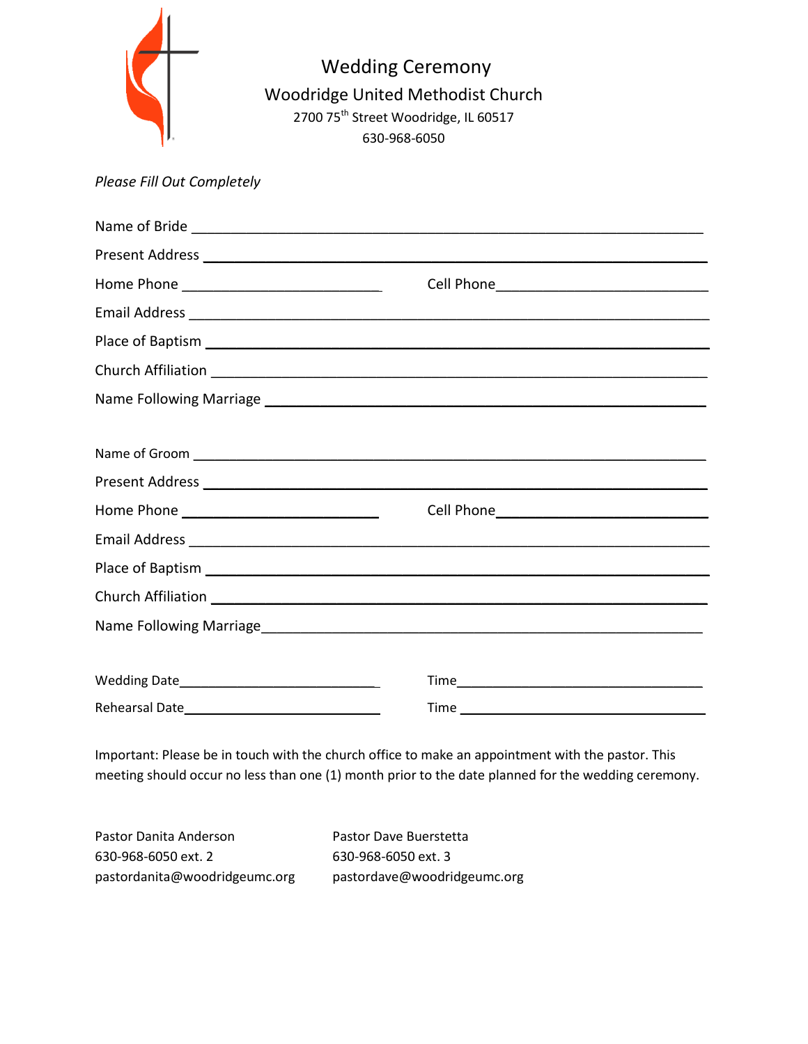# Wedding Ceremony

## Woodridge United Methodist Church

2700 75th Street Woodridge, IL 60517

630-968-6050

*Please Fill Out Completely*

Name of Bride ______________________________________________

Present Address ______________________________________________

Home Phone ______________________ Cell Phone______________________

Email Address ______________________________________________

Place of Baptism ______________________________________________

Church Affiliation ______________________________________________

Name Following Marriage ______________________________________________

Name of Groom ______________________________________________

Present Address ______________________________________________

Home Phone ______________________ Cell Phone______________________

Email Address ______________________________________________

Place of Baptism ______________________________________________

Church Affiliation ______________________________________________

Name Following Marriage______________________________________________

Wedding Date______________________ Time______________________

Rehearsal Date______________________ Time ______________________

Important: Please be in touch with the church office to make an appointment with the pastor. This meeting should occur no less than one (1) month prior to the date planned for the wedding ceremony.

Pastor Danita Anderson
630-968-6050 ext. 2
pastordanita@woodridgeumc.org

Pastor Dave Buerstetta
630-968-6050 ext. 3
pastordave@woodridgeumc.org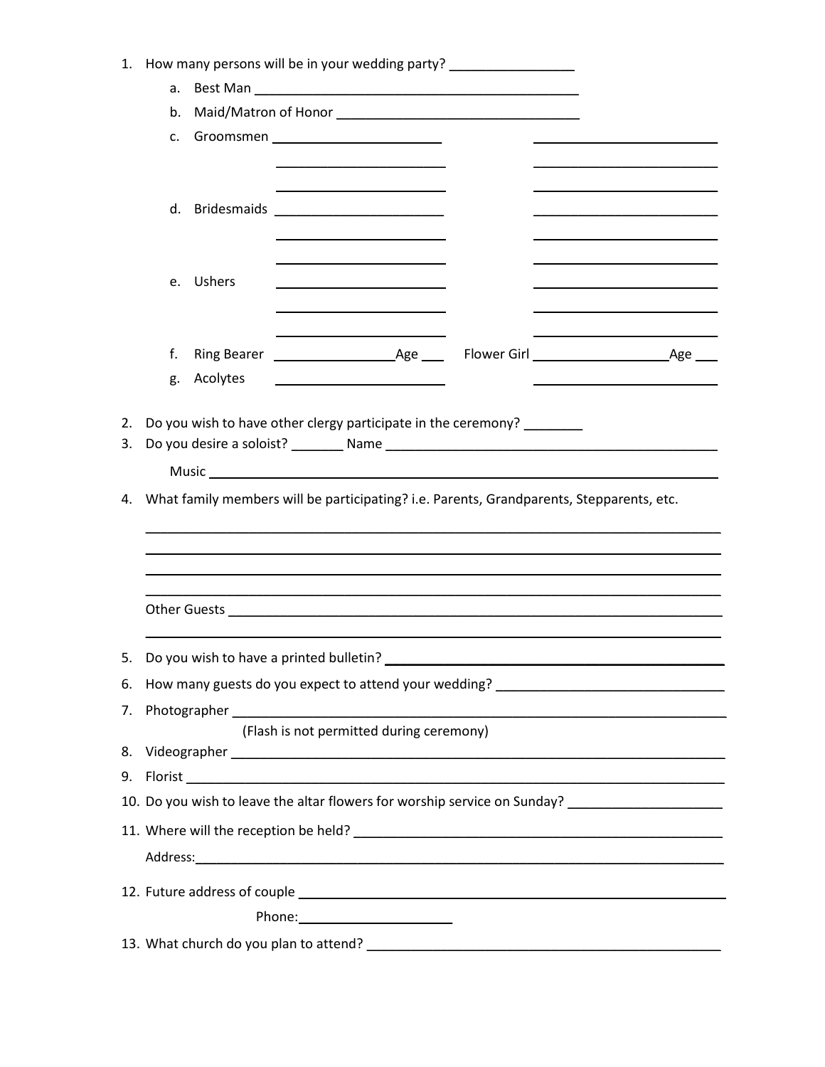1. How many persons will be in your wedding party? _________________
    a. Best Man _____________________________________________
    b. Maid/Matron of Honor _________________________________
    c. Groomsmen ________________________ ________________________
       ________________________ ________________________
       ________________________ ________________________
    d. Bridesmaids ________________________ ________________________
       ________________________ ________________________
       ________________________ ________________________
    e. Ushers ________________________ ________________________
       ________________________ ________________________
       ________________________ ________________________
    f. Ring Bearer _________________Age ___ Flower Girl ___________________Age ___
    g. Acolytes ________________________ ________________________

2. Do you wish to have other clergy participate in the ceremony? ________
3. Do you desire a soloist? _______ Name _______________________________________________

   Music ________________________________________________________________

4. What family members will be participating? i.e. Parents, Grandparents, Stepparents, etc.

   ________________________________________________________________________________

   ________________________________________________________________________________

   ________________________________________________________________________________

   ________________________________________________________________________________

   Other Guests ____________________________________________________________________

   ________________________________________________________________________________

5. Do you wish to have a printed bulletin? _______________________________________________
6. How many guests do you expect to attend your wedding? _______________________________
7. Photographer ____________________________________________________________________

   (Flash is not permitted during ceremony)

8. Videographer ____________________________________________________________________
9. Florist _________________________________________________________________________
10. Do you wish to leave the altar flowers for worship service on Sunday? ____________________
11. Where will the reception be held? ________________________________________________

    Address:_________________________________________________________________________

12. Future address of couple ______________________________________________________

    Phone:______________________

13. What church do you plan to attend? _________________________________________________